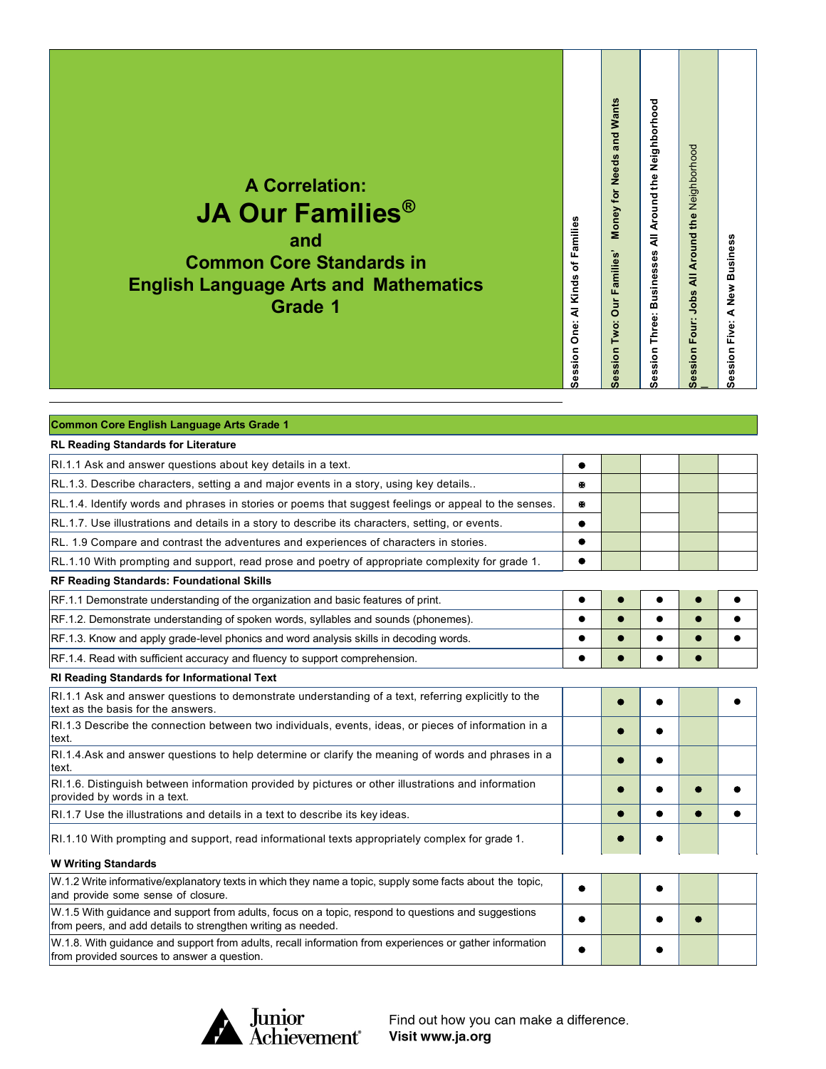# A Correlation: JA Our Families® and Common Core Standards in English Language Arts and Mathematics Grade 1

| Common Core English Language Arts Grade 1 | Session One: Al Kinds of Families | Session Two: Our Families' Money for Needs and Wants | Session Three: Businesses All Around the Neighborhood | Session Four: Jobs All Around the Neighborhood | Session Five: A New Business |
|---|---|---|---|---|---|
| **RL Reading Standards for Literature** | | | | | |
| RI.1.1 Ask and answer questions about key details in a text. | ● | | | | |
| RL.1.3. Describe characters, setting a and major events in a story, using key details.. | ● | | | | |
| RL.1.4. Identify words and phrases in stories or poems that suggest feelings or appeal to the senses. | ● | | | | |
| RL.1.7. Use illustrations and details in a story to describe its characters, setting, or events. | ● | | | | |
| RL. 1.9 Compare and contrast the adventures and experiences of characters in stories. | ● | | | | |
| RL.1.10 With prompting and support, read prose and poetry of appropriate complexity for grade 1. | ● | | | | |
| **RF Reading Standards: Foundational Skills** | | | | | |
| RF.1.1 Demonstrate understanding of the organization and basic features of print. | ● | ● | ● | ● | ● |
| RF.1.2. Demonstrate understanding of spoken words, syllables and sounds (phonemes). | ● | ● | ● | ● | ● |
| RF.1.3. Know and apply grade-level phonics and word analysis skills in decoding words. | ● | ● | ● | ● | ● |
| RF.1.4. Read with sufficient accuracy and fluency to support comprehension. | ● | ● | ● | ● | |
| **RI Reading Standards for Informational Text** | | | | | |
| RI.1.1 Ask and answer questions to demonstrate understanding of a text, referring explicitly to the text as the basis for the answers. | | ● | ● | | ● |
| RI.1.3 Describe the connection between two individuals, events, ideas, or pieces of information in a text. | | ● | ● | | |
| RI.1.4.Ask and answer questions to help determine or clarify the meaning of words and phrases in a text. | | ● | ● | | |
| RI.1.6. Distinguish between information provided by pictures or other illustrations and information provided by words in a text. | | ● | ● | ● | ● |
| RI.1.7 Use the illustrations and details in a text to describe its key ideas. | | ● | ● | ● | ● |
| RI.1.10 With prompting and support, read informational texts appropriately complex for grade 1. | | ● | ● | | |
| **W Writing Standards** | | | | | |
| W.1.2 Write informative/explanatory texts in which they name a topic, supply some facts about the topic, and provide some sense of closure. | ● | | ● | | |
| W.1.5 With guidance and support from adults, focus on a topic, respond to questions and suggestions from peers, and add details to strengthen writing as needed. | ● | | ● | ● | |
| W.1.8. With guidance and support from adults, recall information from experiences or gather information from provided sources to answer a question. | ● | | ● | | |

Junior Achievement®

Find out how you can make a difference.
**Visit www.ja.org**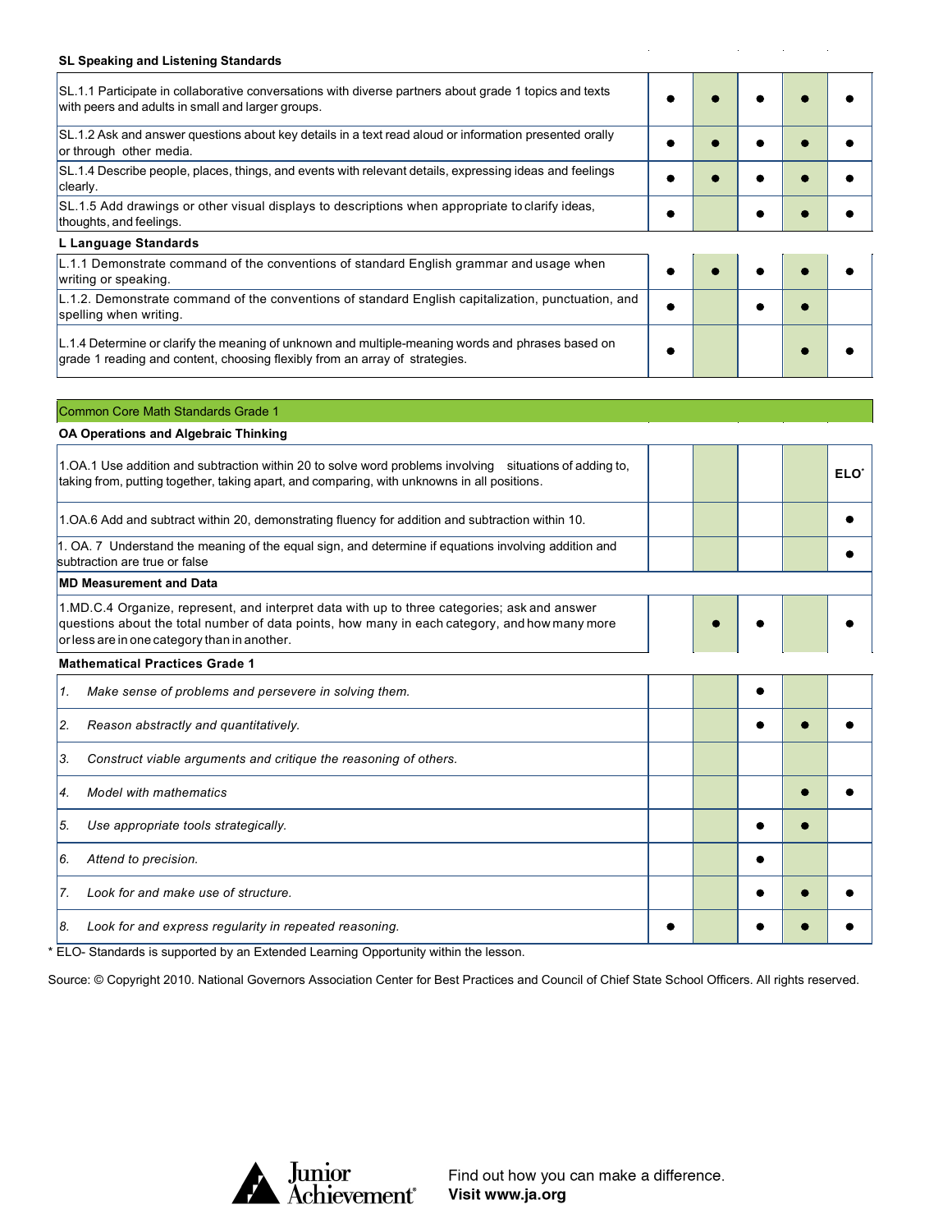**SL Speaking and Listening Standards**

| | | | | | |
|---|---|---|---|---|---|
| SL.1.1 Participate in collaborative conversations with diverse partners about grade 1 topics and texts with peers and adults in small and larger groups. | ● | ● | ● | ● | ● |
| SL.1.2 Ask and answer questions about key details in a text read aloud or information presented orally or through other media. | ● | ● | ● | ● | ● |
| SL.1.4 Describe people, places, things, and events with relevant details, expressing ideas and feelings clearly. | ● | ● | ● | ● | ● |
| SL.1.5 Add drawings or other visual displays to descriptions when appropriate to clarify ideas, thoughts, and feelings. | ● | | ● | ● | ● |
| **L Language Standards** | | | | | |
| L.1.1 Demonstrate command of the conventions of standard English grammar and usage when writing or speaking. | ● | ● | ● | ● | ● |
| L.1.2. Demonstrate command of the conventions of standard English capitalization, punctuation, and spelling when writing. | ● | | ● | ● | |
| L.1.4 Determine or clarify the meaning of unknown and multiple-meaning words and phrases based on grade 1 reading and content, choosing flexibly from an array of strategies. | ● | | | ● | ● |

**Common Core Math Standards Grade 1**

| | | | | | |
|---|---|---|---|---|---|
| **OA Operations and Algebraic Thinking** | | | | | |
| 1.OA.1 Use addition and subtraction within 20 to solve word problems involving situations of adding to, taking from, putting together, taking apart, and comparing, with unknowns in all positions. | | | | | ELO* |
| 1.OA.6 Add and subtract within 20, demonstrating fluency for addition and subtraction within 10. | | | | | ● |
| 1. OA. 7 Understand the meaning of the equal sign, and determine if equations involving addition and subtraction are true or false | | | | | ● |
| **MD Measurement and Data** | | | | | |
| 1.MD.C.4 Organize, represent, and interpret data with up to three categories; ask and answer questions about the total number of data points, how many in each category, and how many more or less are in one category than in another. | | ● | ● | | ● |
| **Mathematical Practices Grade 1** | | | | | |
| 1. *Make sense of problems and persevere in solving them.* | | | ● | | |
| 2. *Reason abstractly and quantitatively.* | | | ● | ● | ● |
| 3. *Construct viable arguments and critique the reasoning of others.* | | | | | |
| 4. *Model with mathematics* | | | | ● | ● |
| 5. *Use appropriate tools strategically.* | | | ● | ● | |
| 6. *Attend to precision.* | | | ● | | |
| 7. *Look for and make use of structure.* | | | ● | ● | ● |
| 8. *Look for and express regularity in repeated reasoning.* | ● | | ● | ● | ● |

* ELO- Standards is supported by an Extended Learning Opportunity within the lesson.

Source: © Copyright 2010. National Governors Association Center for Best Practices and Council of Chief State School Officers. All rights reserved.

Junior Achievement

Find out how you can make a difference.
**Visit www.ja.org**